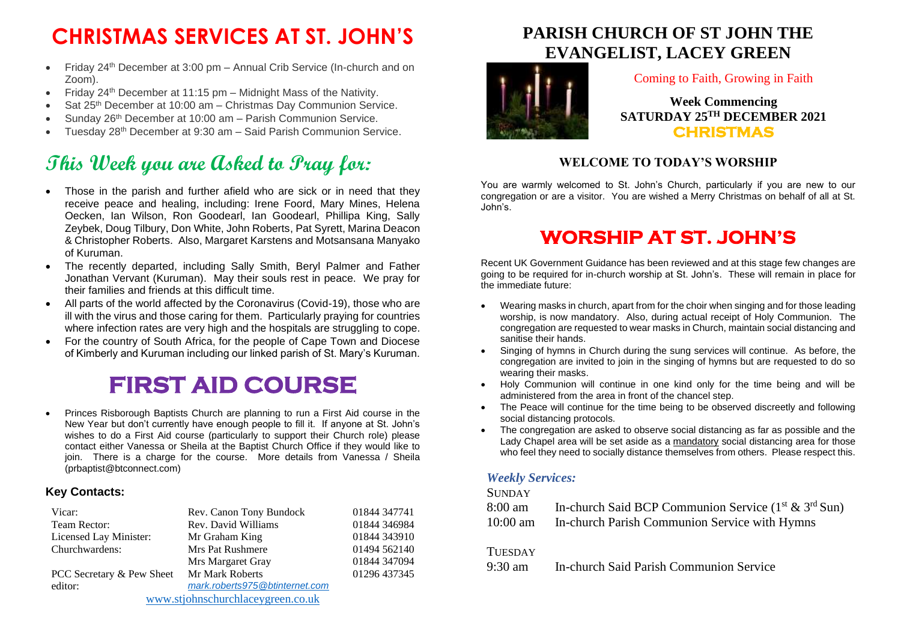# CHRISTMAS SERVICES AT ST. JOHN'S

- Friday 24th December at 3:00 pm – Annual Crib Service (In-church and on Zoom).
- Friday 24th December at 11:15 pm – Midnight Mass of the Nativity.
- Sat 25th December at 10:00 am – Christmas Day Communion Service.
- Sunday 26th December at 10:00 am – Parish Communion Service.
- Tuesday 28th December at 9:30 am – Said Parish Communion Service.

# This Week you are Asked to Pray for:

- Those in the parish and further afield who are sick or in need that they receive peace and healing, including: Irene Foord, Mary Mines, Helena Oecken, Ian Wilson, Ron Goodearl, Ian Goodearl, Phillipa King, Sally Zeybek, Doug Tilbury, Don White, John Roberts, Pat Syrett, Marina Deacon & Christopher Roberts. Also, Margaret Karstens and Motsansana Manyako of Kuruman.
- The recently departed, including Sally Smith, Beryl Palmer and Father Jonathan Vervant (Kuruman). May their souls rest in peace. We pray for their families and friends at this difficult time.
- All parts of the world affected by the Coronavirus (Covid-19), those who are ill with the virus and those caring for them. Particularly praying for countries where infection rates are very high and the hospitals are struggling to cope.
- For the country of South Africa, for the people of Cape Town and Diocese of Kimberly and Kuruman including our linked parish of St. Mary's Kuruman.

# FIRST AID COURSE

- Princes Risborough Baptists Church are planning to run a First Aid course in the New Year but don't currently have enough people to fill it. If anyone at St. John's wishes to do a First Aid course (particularly to support their Church role) please contact either Vanessa or Sheila at the Baptist Church Office if they would like to join. There is a charge for the course. More details from Vanessa / Sheila (prbaptist@btconnect.com)

### Key Contacts:

| | | |
|---|---|---|
| Vicar: | Rev. Canon Tony Bundock | 01844 347741 |
| Team Rector: | Rev. David Williams | 01844 346984 |
| Licensed Lay Minister: | Mr Graham King | 01844 343910 |
| Churchwardens: | Mrs Pat Rushmere | 01494 562140 |
| | Mrs Margaret Gray | 01844 347094 |
| PCC Secretary & Pew Sheet editor: | Mr Mark Roberts | 01296 437345 |
| | *mark.roberts975@btinternet.com* | |

www.stjohnschurchlaceygreen.co.uk

# PARISH CHURCH OF ST JOHN THE EVANGELIST, LACEY GREEN

Coming to Faith, Growing in Faith

**Week Commencing**
**SATURDAY 25TH DECEMBER 2021**
**CHRISTMAS**

## WELCOME TO TODAY'S WORSHIP

You are warmly welcomed to St. John's Church, particularly if you are new to our congregation or are a visitor. You are wished a Merry Christmas on behalf of all at St. John's.

# WORSHIP AT ST. JOHN'S

Recent UK Government Guidance has been reviewed and at this stage few changes are going to be required for in-church worship at St. John's. These will remain in place for the immediate future:

- Wearing masks in church, apart from for the choir when singing and for those leading worship, is now mandatory. Also, during actual receipt of Holy Communion. The congregation are requested to wear masks in Church, maintain social distancing and sanitise their hands.
- Singing of hymns in Church during the sung services will continue. As before, the congregation are invited to join in the singing of hymns but are requested to do so wearing their masks.
- Holy Communion will continue in one kind only for the time being and will be administered from the area in front of the chancel step.
- The Peace will continue for the time being to be observed discreetly and following social distancing protocols.
- The congregation are asked to observe social distancing as far as possible and the Lady Chapel area will be set aside as a mandatory social distancing area for those who feel they need to socially distance themselves from others. Please respect this.

### *Weekly Services:*

SUNDAY

| | |
|---|---|
| 8:00 am | In-church Said BCP Communion Service (1st & 3rd Sun) |
| 10:00 am | In-church Parish Communion Service with Hymns |

TUESDAY

| | |
|---|---|
| 9:30 am | In-church Said Parish Communion Service |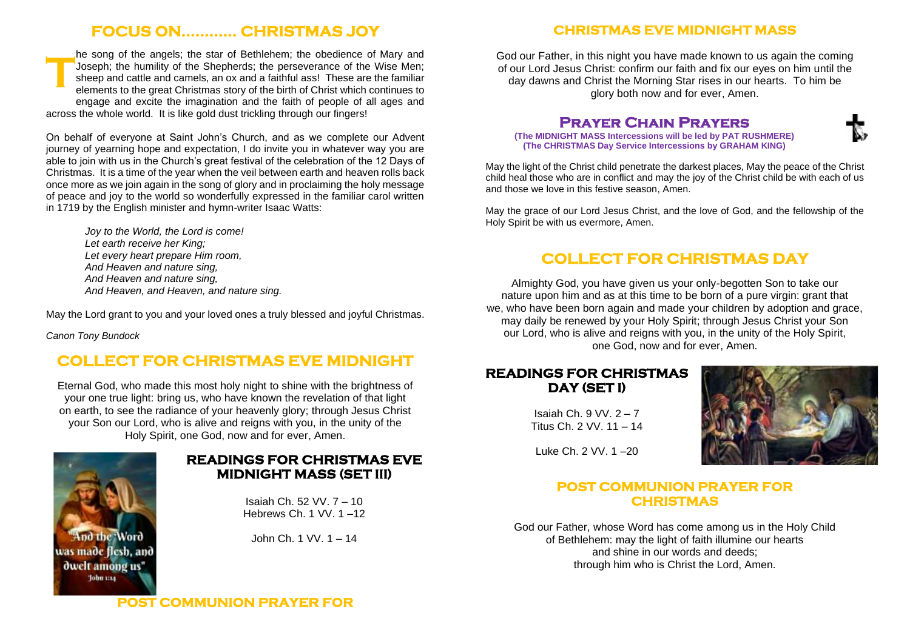## FOCUS ON............ CHRISTMAS JOY

The song of the angels; the star of Bethlehem; the obedience of Mary and Joseph; the humility of the Shepherds; the perseverance of the Wise Men; sheep and cattle and camels, an ox and a faithful ass! These are the familiar elements to the great Christmas story of the birth of Christ which continues to engage and excite the imagination and the faith of people of all ages and across the whole world. It is like gold dust trickling through our fingers!

On behalf of everyone at Saint John's Church, and as we complete our Advent journey of yearning hope and expectation, I do invite you in whatever way you are able to join with us in the Church's great festival of the celebration of the 12 Days of Christmas. It is a time of the year when the veil between earth and heaven rolls back once more as we join again in the song of glory and in proclaiming the holy message of peace and joy to the world so wonderfully expressed in the familiar carol written in 1719 by the English minister and hymn-writer Isaac Watts:

*Joy to the World, the Lord is come!*
*Let earth receive her King;*
*Let every heart prepare Him room,*
*And Heaven and nature sing,*
*And Heaven and nature sing,*
*And Heaven, and Heaven, and nature sing.*

May the Lord grant to you and your loved ones a truly blessed and joyful Christmas.

*Canon Tony Bundock*

## COLLECT FOR CHRISTMAS EVE MIDNIGHT

Eternal God, who made this most holy night to shine with the brightness of your one true light: bring us, who have known the revelation of that light on earth, to see the radiance of your heavenly glory; through Jesus Christ your Son our Lord, who is alive and reigns with you, in the unity of the Holy Spirit, one God, now and for ever, Amen.

"And the Word was made flesh, and dwelt among us" John 1:14

### READINGS FOR CHRISTMAS EVE MIDNIGHT MASS (SET III)

Isaiah Ch. 52 VV. 7 – 10
Hebrews Ch. 1 VV. 1 –12

John Ch. 1 VV. 1 – 14

### POST COMMUNION PRAYER FOR CHRISTMAS EVE MIDNIGHT MASS

God our Father, in this night you have made known to us again the coming of our Lord Jesus Christ: confirm our faith and fix our eyes on him until the day dawns and Christ the Morning Star rises in our hearts. To him be glory both now and for ever, Amen.

### PRAYER CHAIN PRAYERS

**(The MIDNIGHT MASS Intercessions will be led by PAT RUSHMERE)**
**(The CHRISTMAS Day Service Intercessions by GRAHAM KING)**

May the light of the Christ child penetrate the darkest places, May the peace of the Christ child heal those who are in conflict and may the joy of the Christ child be with each of us and those we love in this festive season, Amen.

May the grace of our Lord Jesus Christ, and the love of God, and the fellowship of the Holy Spirit be with us evermore, Amen.

## COLLECT FOR CHRISTMAS DAY

Almighty God, you have given us your only-begotten Son to take our nature upon him and as at this time to be born of a pure virgin: grant that we, who have been born again and made your children by adoption and grace, may daily be renewed by your Holy Spirit; through Jesus Christ your Son our Lord, who is alive and reigns with you, in the unity of the Holy Spirit, one God, now and for ever, Amen.

### READINGS FOR CHRISTMAS DAY (SET I)

Isaiah Ch. 9 VV. 2 – 7
Titus Ch. 2 VV. 11 – 14

Luke Ch. 2 VV. 1 –20

### POST COMMUNION PRAYER FOR CHRISTMAS

God our Father, whose Word has come among us in the Holy Child of Bethlehem: may the light of faith illumine our hearts and shine in our words and deeds; through him who is Christ the Lord, Amen.